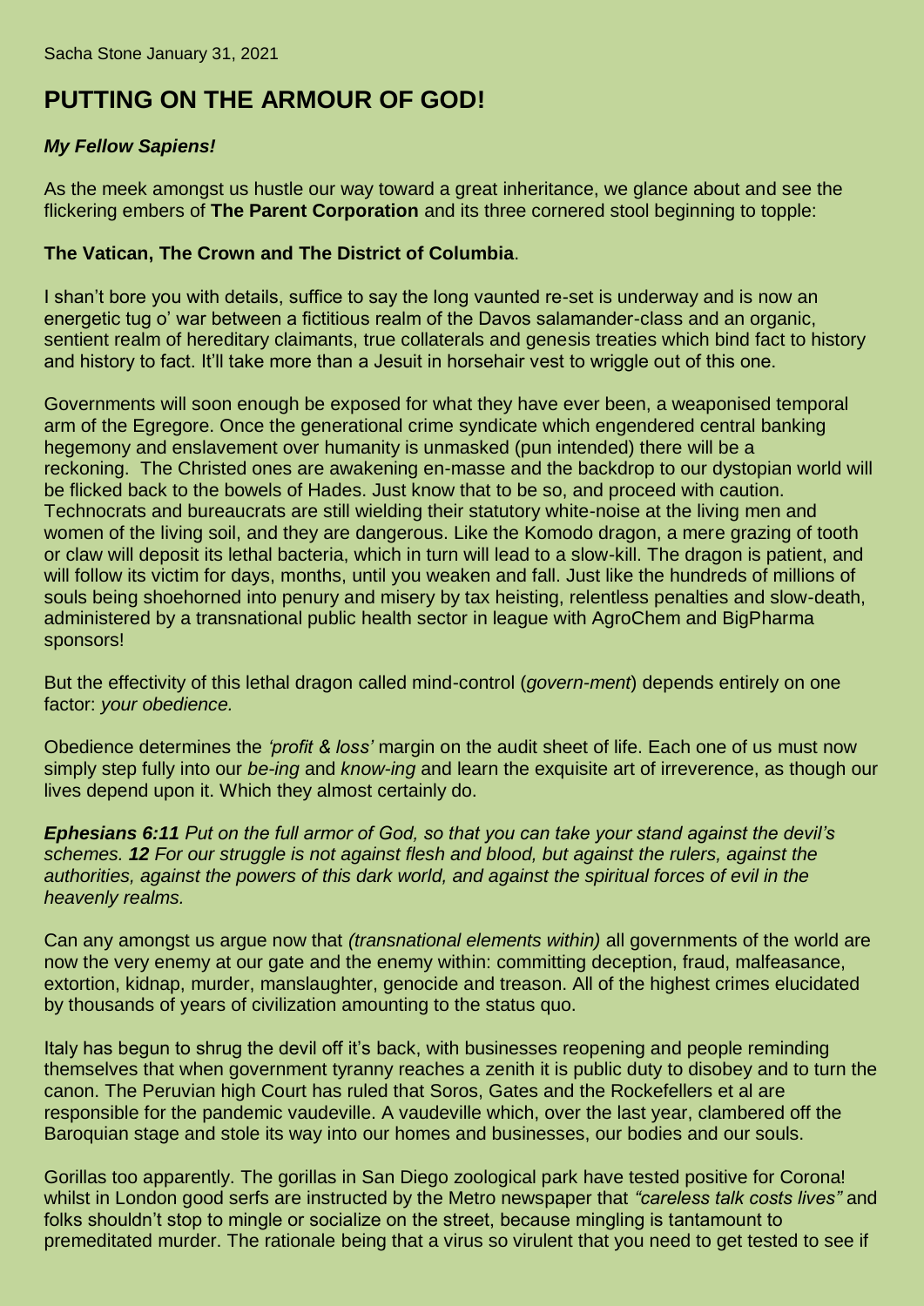Sacha Stone January 31, 2021

# PUTTING ON THE ARMOUR OF GOD!

***My Fellow Sapiens!***

As the meek amongst us hustle our way toward a great inheritance, we glance about and see the flickering embers of **The Parent Corporation** and its three cornered stool beginning to topple:

**The Vatican, The Crown and The District of Columbia**.

I shan't bore you with details, suffice to say the long vaunted re-set is underway and is now an energetic tug o' war between a fictitious realm of the Davos salamander-class and an organic, sentient realm of hereditary claimants, true collaterals and genesis treaties which bind fact to history and history to fact. It'll take more than a Jesuit in horsehair vest to wriggle out of this one.

Governments will soon enough be exposed for what they have ever been, a weaponised temporal arm of the Egregore. Once the generational crime syndicate which engendered central banking hegemony and enslavement over humanity is unmasked (pun intended) there will be a reckoning. The Christed ones are awakening en-masse and the backdrop to our dystopian world will be flicked back to the bowels of Hades. Just know that to be so, and proceed with caution. Technocrats and bureaucrats are still wielding their statutory white-noise at the living men and women of the living soil, and they are dangerous. Like the Komodo dragon, a mere grazing of tooth or claw will deposit its lethal bacteria, which in turn will lead to a slow-kill. The dragon is patient, and will follow its victim for days, months, until you weaken and fall. Just like the hundreds of millions of souls being shoehorned into penury and misery by tax heisting, relentless penalties and slow-death, administered by a transnational public health sector in league with AgroChem and BigPharma sponsors!

But the effectivity of this lethal dragon called mind-control (*govern-ment*) depends entirely on one factor: *your obedience.*

Obedience determines the *'profit & loss'* margin on the audit sheet of life. Each one of us must now simply step fully into our *be-ing* and *know-ing* and learn the exquisite art of irreverence, as though our lives depend upon it. Which they almost certainly do.

***Ephesians 6:11*** *Put on the full armor of God, so that you can take your stand against the devil's schemes.* ***12*** *For our struggle is not against flesh and blood, but against the rulers, against the authorities, against the powers of this dark world, and against the spiritual forces of evil in the heavenly realms.*

Can any amongst us argue now that *(transnational elements within)* all governments of the world are now the very enemy at our gate and the enemy within: committing deception, fraud, malfeasance, extortion, kidnap, murder, manslaughter, genocide and treason. All of the highest crimes elucidated by thousands of years of civilization amounting to the status quo.

Italy has begun to shrug the devil off it's back, with businesses reopening and people reminding themselves that when government tyranny reaches a zenith it is public duty to disobey and to turn the canon. The Peruvian high Court has ruled that Soros, Gates and the Rockefellers et al are responsible for the pandemic vaudeville. A vaudeville which, over the last year, clambered off the Baroquian stage and stole its way into our homes and businesses, our bodies and our souls.

Gorillas too apparently. The gorillas in San Diego zoological park have tested positive for Corona! whilst in London good serfs are instructed by the Metro newspaper that *"careless talk costs lives"* and folks shouldn't stop to mingle or socialize on the street, because mingling is tantamount to premeditated murder. The rationale being that a virus so virulent that you need to get tested to see if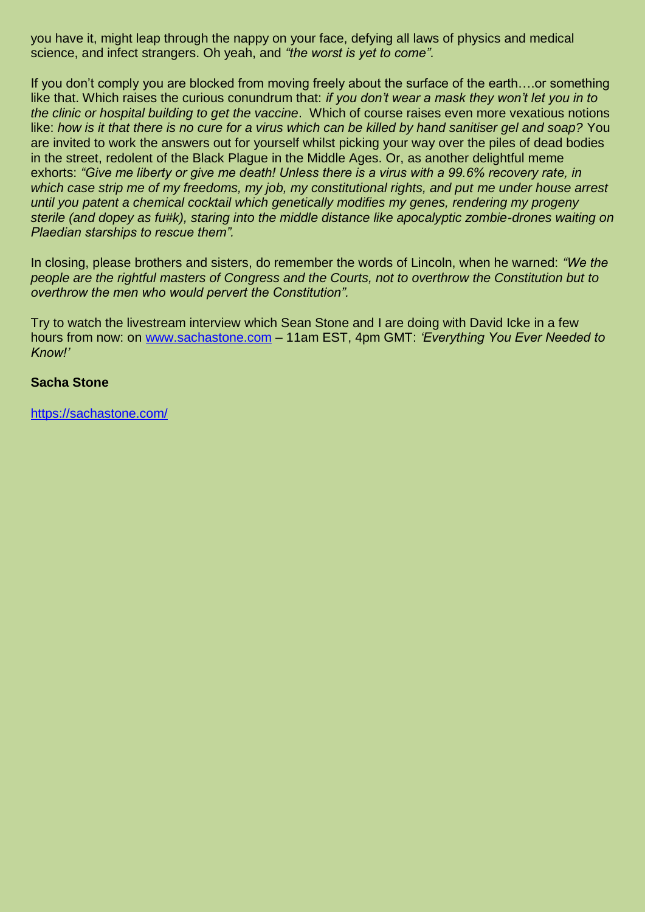you have it, might leap through the nappy on your face, defying all laws of physics and medical science, and infect strangers. Oh yeah, and *"the worst is yet to come"*.

If you don't comply you are blocked from moving freely about the surface of the earth….or something like that. Which raises the curious conundrum that: *if you don't wear a mask they won't let you in to the clinic or hospital building to get the vaccine*. Which of course raises even more vexatious notions like: *how is it that there is no cure for a virus which can be killed by hand sanitiser gel and soap?* You are invited to work the answers out for yourself whilst picking your way over the piles of dead bodies in the street, redolent of the Black Plague in the Middle Ages. Or, as another delightful meme exhorts: *"Give me liberty or give me death! Unless there is a virus with a 99.6% recovery rate, in which case strip me of my freedoms, my job, my constitutional rights, and put me under house arrest until you patent a chemical cocktail which genetically modifies my genes, rendering my progeny sterile (and dopey as fu#k), staring into the middle distance like apocalyptic zombie-drones waiting on Plaedian starships to rescue them".*

In closing, please brothers and sisters, do remember the words of Lincoln, when he warned: *"We the people are the rightful masters of Congress and the Courts, not to overthrow the Constitution but to overthrow the men who would pervert the Constitution".*

Try to watch the livestream interview which Sean Stone and I are doing with David Icke in a few hours from now: on [www.sachastone.com](www.sachastone.com) – 11am EST, 4pm GMT: *'Everything You Ever Needed to Know!'*

**Sacha Stone**

[https://sachastone.com/](https://sachastone.com/)